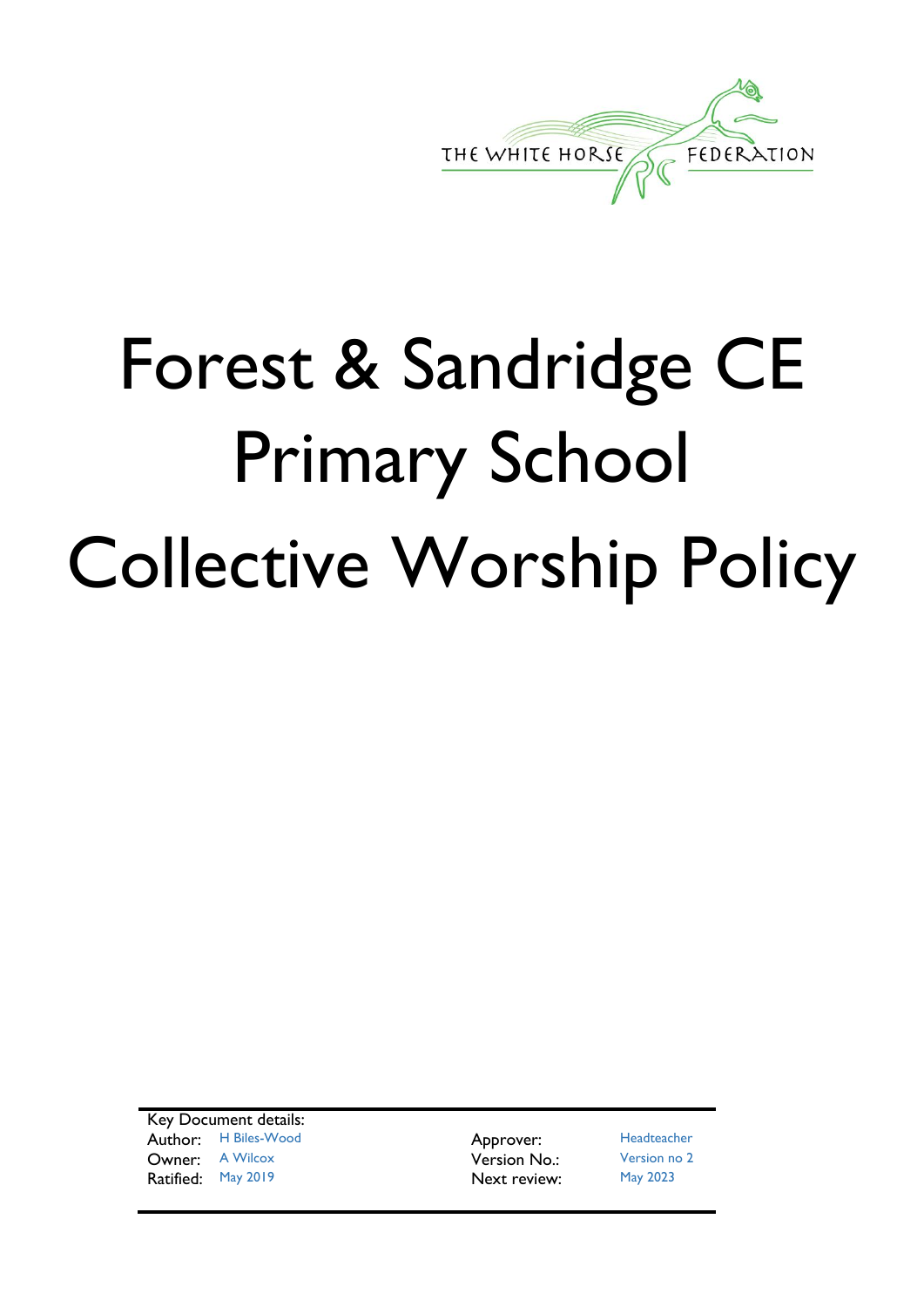THE WHITE HORSE FEDERATION

# Forest & Sandridge CE Primary School Collective Worship Policy

Key Document details:

| | | | |
|---|---|---|---|
| Author: | H Biles-Wood | Approver: | Headteacher |
| Owner: | A Wilcox | Version No.: | Version no 2 |
| Ratified: | May 2019 | Next review: | May 2023 |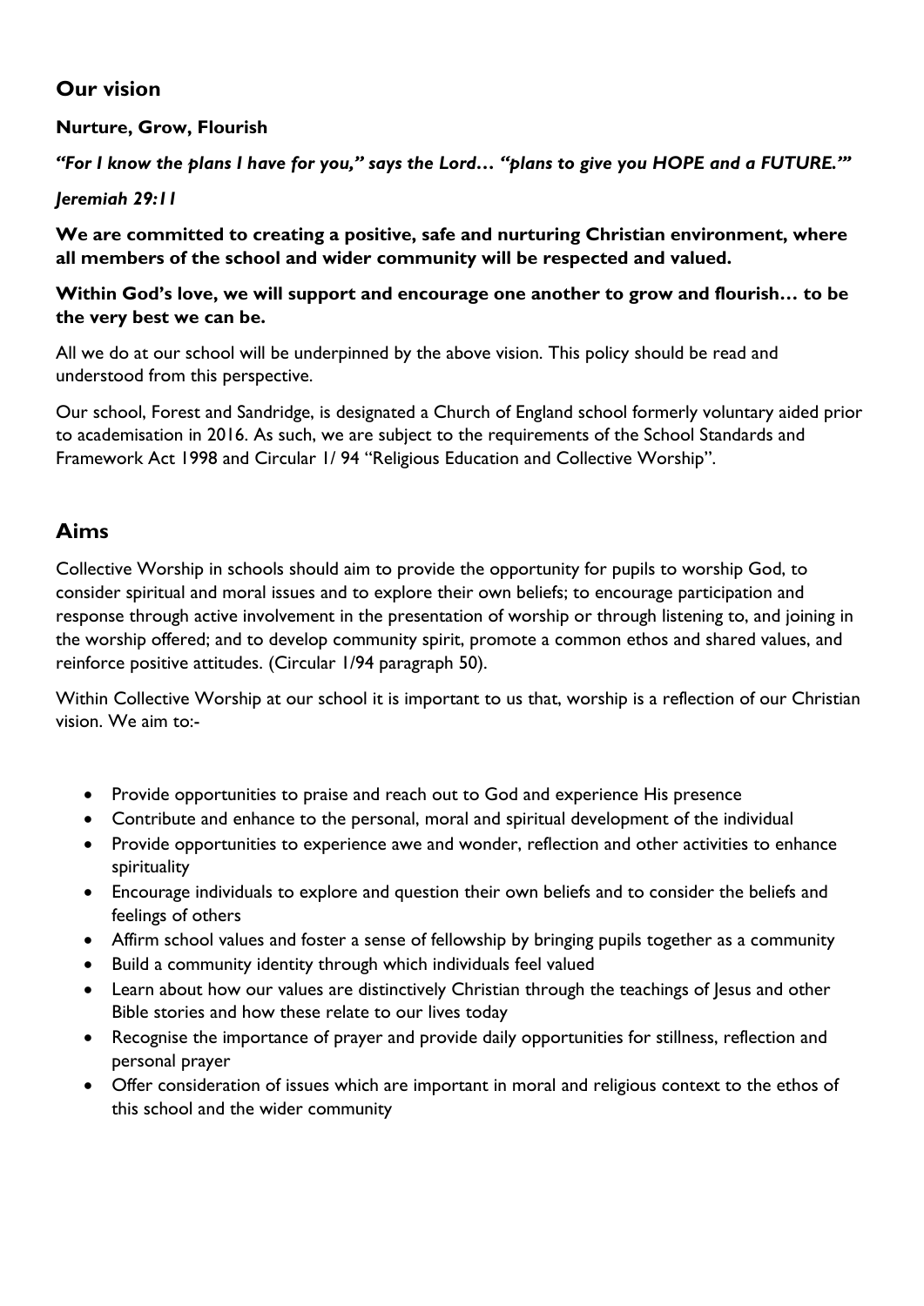## Our vision

**Nurture, Grow, Flourish**

***"For I know the plans I have for you," says the Lord… "plans to give you HOPE and a FUTURE.'"***

***Jeremiah 29:11***

**We are committed to creating a positive, safe and nurturing Christian environment, where all members of the school and wider community will be respected and valued.**

**Within God's love, we will support and encourage one another to grow and flourish… to be the very best we can be.**

All we do at our school will be underpinned by the above vision. This policy should be read and understood from this perspective.

Our school, Forest and Sandridge, is designated a Church of England school formerly voluntary aided prior to academisation in 2016. As such, we are subject to the requirements of the School Standards and Framework Act 1998 and Circular 1/ 94 "Religious Education and Collective Worship".

## Aims

Collective Worship in schools should aim to provide the opportunity for pupils to worship God, to consider spiritual and moral issues and to explore their own beliefs; to encourage participation and response through active involvement in the presentation of worship or through listening to, and joining in the worship offered; and to develop community spirit, promote a common ethos and shared values, and reinforce positive attitudes. (Circular 1/94 paragraph 50).

Within Collective Worship at our school it is important to us that, worship is a reflection of our Christian vision. We aim to:-

- Provide opportunities to praise and reach out to God and experience His presence
- Contribute and enhance to the personal, moral and spiritual development of the individual
- Provide opportunities to experience awe and wonder, reflection and other activities to enhance spirituality
- Encourage individuals to explore and question their own beliefs and to consider the beliefs and feelings of others
- Affirm school values and foster a sense of fellowship by bringing pupils together as a community
- Build a community identity through which individuals feel valued
- Learn about how our values are distinctively Christian through the teachings of Jesus and other Bible stories and how these relate to our lives today
- Recognise the importance of prayer and provide daily opportunities for stillness, reflection and personal prayer
- Offer consideration of issues which are important in moral and religious context to the ethos of this school and the wider community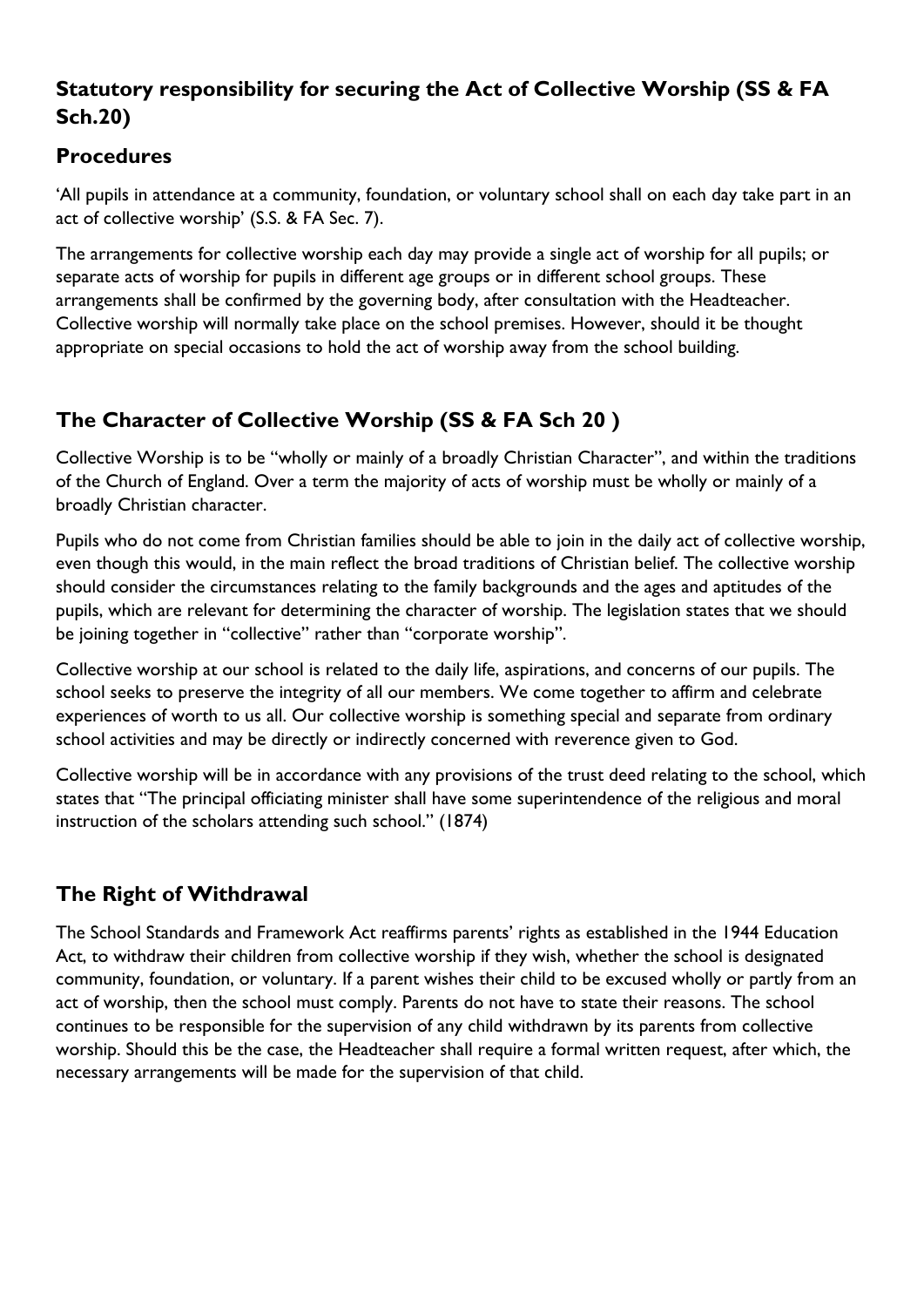## Statutory responsibility for securing the Act of Collective Worship (SS & FA Sch.20)

### Procedures

'All pupils in attendance at a community, foundation, or voluntary school shall on each day take part in an act of collective worship' (S.S. & FA Sec. 7).

The arrangements for collective worship each day may provide a single act of worship for all pupils; or separate acts of worship for pupils in different age groups or in different school groups. These arrangements shall be confirmed by the governing body, after consultation with the Headteacher. Collective worship will normally take place on the school premises. However, should it be thought appropriate on special occasions to hold the act of worship away from the school building.

## The Character of Collective Worship (SS & FA Sch 20 )

Collective Worship is to be "wholly or mainly of a broadly Christian Character", and within the traditions of the Church of England. Over a term the majority of acts of worship must be wholly or mainly of a broadly Christian character.

Pupils who do not come from Christian families should be able to join in the daily act of collective worship, even though this would, in the main reflect the broad traditions of Christian belief. The collective worship should consider the circumstances relating to the family backgrounds and the ages and aptitudes of the pupils, which are relevant for determining the character of worship. The legislation states that we should be joining together in "collective" rather than "corporate worship".

Collective worship at our school is related to the daily life, aspirations, and concerns of our pupils. The school seeks to preserve the integrity of all our members. We come together to affirm and celebrate experiences of worth to us all. Our collective worship is something special and separate from ordinary school activities and may be directly or indirectly concerned with reverence given to God.

Collective worship will be in accordance with any provisions of the trust deed relating to the school, which states that "The principal officiating minister shall have some superintendence of the religious and moral instruction of the scholars attending such school." (1874)

## The Right of Withdrawal

The School Standards and Framework Act reaffirms parents' rights as established in the 1944 Education Act, to withdraw their children from collective worship if they wish, whether the school is designated community, foundation, or voluntary. If a parent wishes their child to be excused wholly or partly from an act of worship, then the school must comply. Parents do not have to state their reasons. The school continues to be responsible for the supervision of any child withdrawn by its parents from collective worship. Should this be the case, the Headteacher shall require a formal written request, after which, the necessary arrangements will be made for the supervision of that child.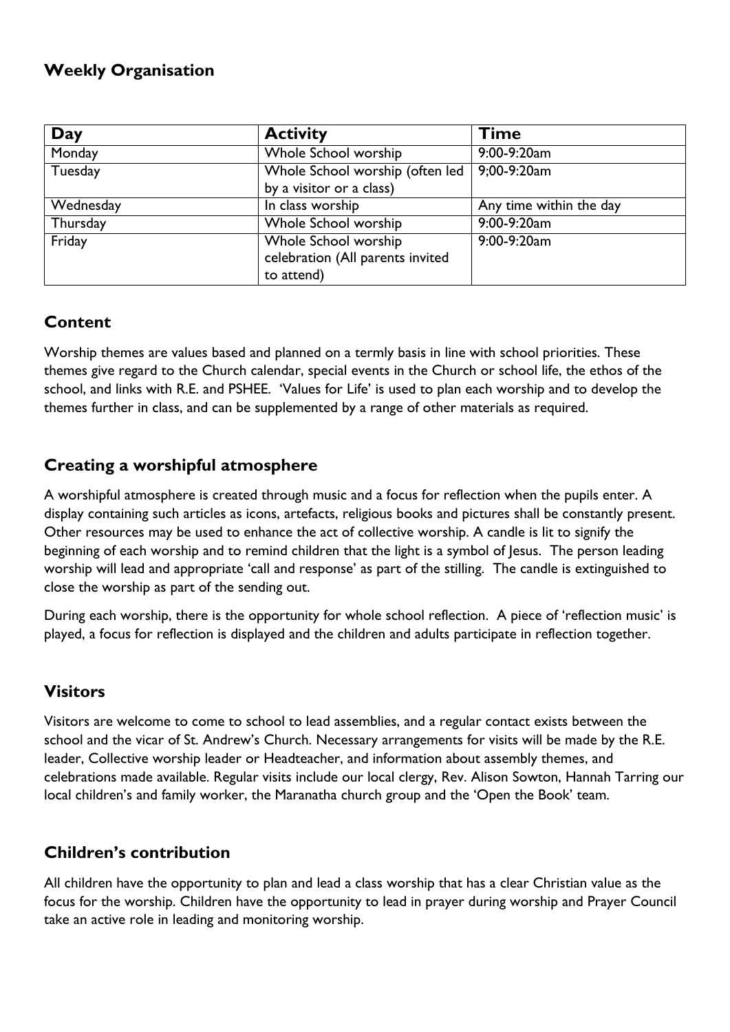## Weekly Organisation

| Day | Activity | Time |
|---|---|---|
| Monday | Whole School worship | 9:00-9:20am |
| Tuesday | Whole School worship (often led by a visitor or a class) | 9;00-9:20am |
| Wednesday | In class worship | Any time within the day |
| Thursday | Whole School worship | 9:00-9:20am |
| Friday | Whole School worship celebration (All parents invited to attend) | 9:00-9:20am |

## Content

Worship themes are values based and planned on a termly basis in line with school priorities. These themes give regard to the Church calendar, special events in the Church or school life, the ethos of the school, and links with R.E. and PSHEE. 'Values for Life' is used to plan each worship and to develop the themes further in class, and can be supplemented by a range of other materials as required.

## Creating a worshipful atmosphere

A worshipful atmosphere is created through music and a focus for reflection when the pupils enter. A display containing such articles as icons, artefacts, religious books and pictures shall be constantly present. Other resources may be used to enhance the act of collective worship. A candle is lit to signify the beginning of each worship and to remind children that the light is a symbol of Jesus. The person leading worship will lead and appropriate 'call and response' as part of the stilling. The candle is extinguished to close the worship as part of the sending out.

During each worship, there is the opportunity for whole school reflection. A piece of 'reflection music' is played, a focus for reflection is displayed and the children and adults participate in reflection together.

## Visitors

Visitors are welcome to come to school to lead assemblies, and a regular contact exists between the school and the vicar of St. Andrew's Church. Necessary arrangements for visits will be made by the R.E. leader, Collective worship leader or Headteacher, and information about assembly themes, and celebrations made available. Regular visits include our local clergy, Rev. Alison Sowton, Hannah Tarring our local children's and family worker, the Maranatha church group and the 'Open the Book' team.

## Children's contribution

All children have the opportunity to plan and lead a class worship that has a clear Christian value as the focus for the worship. Children have the opportunity to lead in prayer during worship and Prayer Council take an active role in leading and monitoring worship.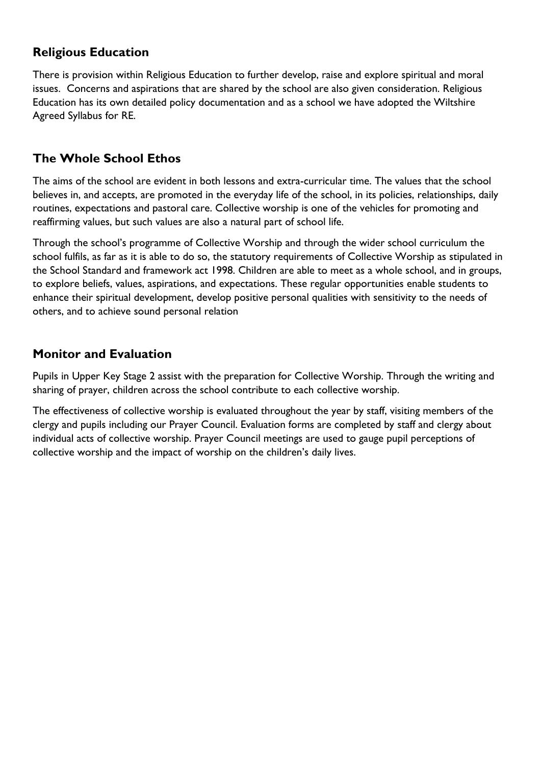## Religious Education

There is provision within Religious Education to further develop, raise and explore spiritual and moral issues. Concerns and aspirations that are shared by the school are also given consideration. Religious Education has its own detailed policy documentation and as a school we have adopted the Wiltshire Agreed Syllabus for RE.

## The Whole School Ethos

The aims of the school are evident in both lessons and extra-curricular time. The values that the school believes in, and accepts, are promoted in the everyday life of the school, in its policies, relationships, daily routines, expectations and pastoral care. Collective worship is one of the vehicles for promoting and reaffirming values, but such values are also a natural part of school life.

Through the school's programme of Collective Worship and through the wider school curriculum the school fulfils, as far as it is able to do so, the statutory requirements of Collective Worship as stipulated in the School Standard and framework act 1998. Children are able to meet as a whole school, and in groups, to explore beliefs, values, aspirations, and expectations. These regular opportunities enable students to enhance their spiritual development, develop positive personal qualities with sensitivity to the needs of others, and to achieve sound personal relation

## Monitor and Evaluation

Pupils in Upper Key Stage 2 assist with the preparation for Collective Worship. Through the writing and sharing of prayer, children across the school contribute to each collective worship.

The effectiveness of collective worship is evaluated throughout the year by staff, visiting members of the clergy and pupils including our Prayer Council. Evaluation forms are completed by staff and clergy about individual acts of collective worship. Prayer Council meetings are used to gauge pupil perceptions of collective worship and the impact of worship on the children's daily lives.